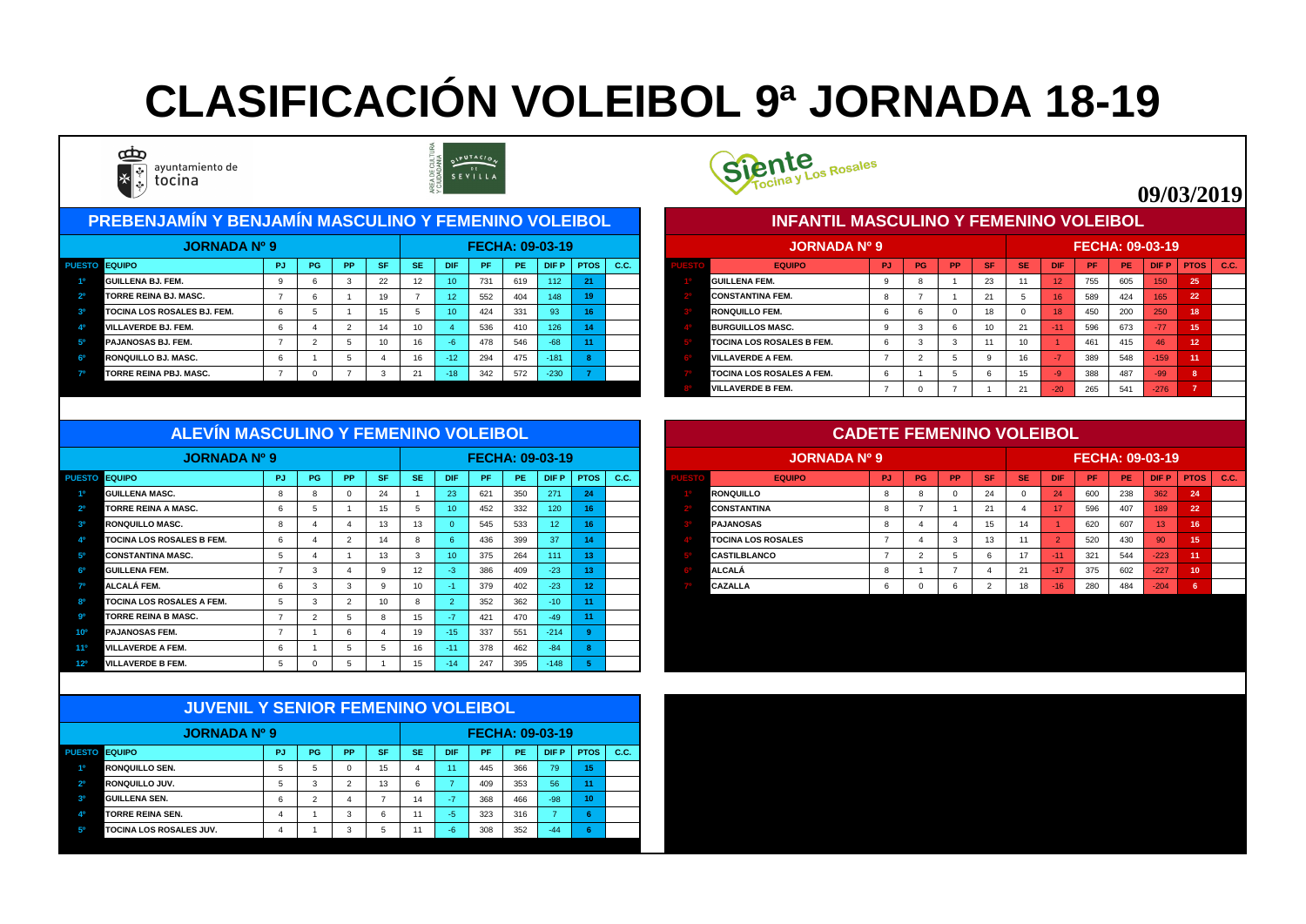# CLASIFICACIÓN VOLEIBOL 9ª JORNADA 18-19

ayuntamiento de tocina

**09/03/2019**

## PREBENJAMÍN Y BENJAMÍN MASCULINO Y FEMENINO VOLEIBOL

JORNADA Nº 9 — FECHA: 09-03-19

| PUESTO | EQUIPO | PJ | PG | PP | SF | SE | DIF | PF | PE | DIF P | PTOS | C.C. |
|---|---|---|---|---|---|---|---|---|---|---|---|---|
| 1º | GUILLENA BJ. FEM. | 9 | 6 | 3 | 22 | 12 | 10 | 731 | 619 | 112 | 21 | |
| 2º | TORRE REINA BJ. MASC. | 7 | 6 | 1 | 19 | 7 | 12 | 552 | 404 | 148 | 19 | |
| 3º | TOCINA LOS ROSALES BJ. FEM. | 6 | 5 | 1 | 15 | 5 | 10 | 424 | 331 | 93 | 16 | |
| 4º | VILLAVERDE BJ. FEM. | 6 | 4 | 2 | 14 | 10 | 4 | 536 | 410 | 126 | 14 | |
| 5º | PAJANOSAS BJ. FEM. | 7 | 2 | 5 | 10 | 16 | -6 | 478 | 546 | -68 | 11 | |
| 6º | RONQUILLO BJ. MASC. | 6 | 1 | 5 | 4 | 16 | -12 | 294 | 475 | -181 | 8 | |
| 7º | TORRE REINA PBJ. MASC. | 7 | 0 | 7 | 3 | 21 | -18 | 342 | 572 | -230 | 7 | |

## INFANTIL MASCULINO Y FEMENINO VOLEIBOL

JORNADA Nº 9 — FECHA: 09-03-19

| PUESTO | EQUIPO | PJ | PG | PP | SF | SE | DIF | PF | PE | DIF P | PTOS | C.C. |
|---|---|---|---|---|---|---|---|---|---|---|---|---|
| 1º | GUILLENA FEM. | 9 | 8 | 1 | 23 | 11 | 12 | 755 | 605 | 150 | 25 | |
| 2º | CONSTANTINA FEM. | 8 | 7 | 1 | 21 | 5 | 16 | 589 | 424 | 165 | 22 | |
| 3º | RONQUILLO FEM. | 6 | 6 | 0 | 18 | 0 | 18 | 450 | 200 | 250 | 18 | |
| 4º | BURGUILLOS MASC. | 9 | 3 | 6 | 10 | 21 | -11 | 596 | 673 | -77 | 15 | |
| 5º | TOCINA LOS ROSALES B FEM. | 6 | 3 | 3 | 11 | 10 | 1 | 461 | 415 | 46 | 12 | |
| 6º | VILLAVERDE A FEM. | 7 | 2 | 5 | 9 | 16 | -7 | 389 | 548 | -159 | 11 | |
| 7º | TOCINA LOS ROSALES A FEM. | 6 | 1 | 5 | 6 | 15 | -9 | 388 | 487 | -99 | 8 | |
| 8º | VILLAVERDE B FEM. | 7 | 0 | 7 | 1 | 21 | -20 | 265 | 541 | -276 | 7 | |

## ALEVÍN MASCULINO Y FEMENINO VOLEIBOL

JORNADA Nº 9 — FECHA: 09-03-19

| PUESTO | EQUIPO | PJ | PG | PP | SF | SE | DIF | PF | PE | DIF P | PTOS | C.C. |
|---|---|---|---|---|---|---|---|---|---|---|---|---|
| 1º | GUILLENA MASC. | 8 | 8 | 0 | 24 | 1 | 23 | 621 | 350 | 271 | 24 | |
| 2º | TORRE REINA A MASC. | 6 | 5 | 1 | 15 | 5 | 10 | 452 | 332 | 120 | 16 | |
| 3º | RONQUILLO MASC. | 8 | 4 | 4 | 13 | 13 | 0 | 545 | 533 | 12 | 16 | |
| 4º | TOCINA LOS ROSALES B FEM. | 6 | 4 | 2 | 14 | 8 | 6 | 436 | 399 | 37 | 14 | |
| 5º | CONSTANTINA MASC. | 5 | 4 | 1 | 13 | 3 | 10 | 375 | 264 | 111 | 13 | |
| 6º | GUILLENA FEM. | 7 | 3 | 4 | 9 | 12 | -3 | 386 | 409 | -23 | 13 | |
| 7º | ALCALÁ FEM. | 6 | 3 | 3 | 9 | 10 | -1 | 379 | 402 | -23 | 12 | |
| 8º | TOCINA LOS ROSALES A FEM. | 5 | 3 | 2 | 10 | 8 | 2 | 352 | 362 | -10 | 11 | |
| 9º | TORRE REINA B MASC. | 7 | 2 | 5 | 8 | 15 | -7 | 421 | 470 | -49 | 11 | |
| 10º | PAJANOSAS FEM. | 7 | 1 | 6 | 4 | 19 | -15 | 337 | 551 | -214 | 9 | |
| 11º | VILLAVERDE A FEM. | 6 | 1 | 5 | 5 | 16 | -11 | 378 | 462 | -84 | 8 | |
| 12º | VILLAVERDE B FEM. | 5 | 0 | 5 | 1 | 15 | -14 | 247 | 395 | -148 | 5 | |

## CADETE FEMENINO VOLEIBOL

JORNADA Nº 9 — FECHA: 09-03-19

| PUESTO | EQUIPO | PJ | PG | PP | SF | SE | DIF | PF | PE | DIF P | PTOS | C.C. |
|---|---|---|---|---|---|---|---|---|---|---|---|---|
| 1º | RONQUILLO | 8 | 8 | 0 | 24 | 0 | 24 | 600 | 238 | 362 | 24 | |
| 2º | CONSTANTINA | 8 | 7 | 1 | 21 | 4 | 17 | 596 | 407 | 189 | 22 | |
| 3º | PAJANOSAS | 8 | 4 | 4 | 15 | 14 | 1 | 620 | 607 | 13 | 16 | |
| 4º | TOCINA LOS ROSALES | 7 | 4 | 3 | 13 | 11 | 2 | 520 | 430 | 90 | 15 | |
| 5º | CASTILBLANCO | 7 | 2 | 5 | 6 | 17 | -11 | 321 | 544 | -223 | 11 | |
| 6º | ALCALÁ | 8 | 1 | 7 | 4 | 21 | -17 | 375 | 602 | -227 | 10 | |
| 7º | CAZALLA | 6 | 0 | 6 | 2 | 18 | -16 | 280 | 484 | -204 | 6 | |

## JUVENIL Y SENIOR FEMENINO VOLEIBOL

JORNADA Nº 9 — FECHA: 09-03-19

| PUESTO | EQUIPO | PJ | PG | PP | SF | SE | DIF | PF | PE | DIF P | PTOS | C.C. |
|---|---|---|---|---|---|---|---|---|---|---|---|---|
| 1º | RONQUILLO SEN. | 5 | 5 | 0 | 15 | 4 | 11 | 445 | 366 | 79 | 15 | |
| 2º | RONQUILLO JUV. | 5 | 3 | 2 | 13 | 6 | 7 | 409 | 353 | 56 | 11 | |
| 3º | GUILLENA SEN. | 6 | 2 | 4 | 7 | 14 | -7 | 368 | 466 | -98 | 10 | |
| 4º | TORRE REINA SEN. | 4 | 1 | 3 | 6 | 11 | -5 | 323 | 316 | 7 | 6 | |
| 5º | TOCINA LOS ROSALES JUV. | 4 | 1 | 3 | 5 | 11 | -6 | 308 | 352 | -44 | 6 | |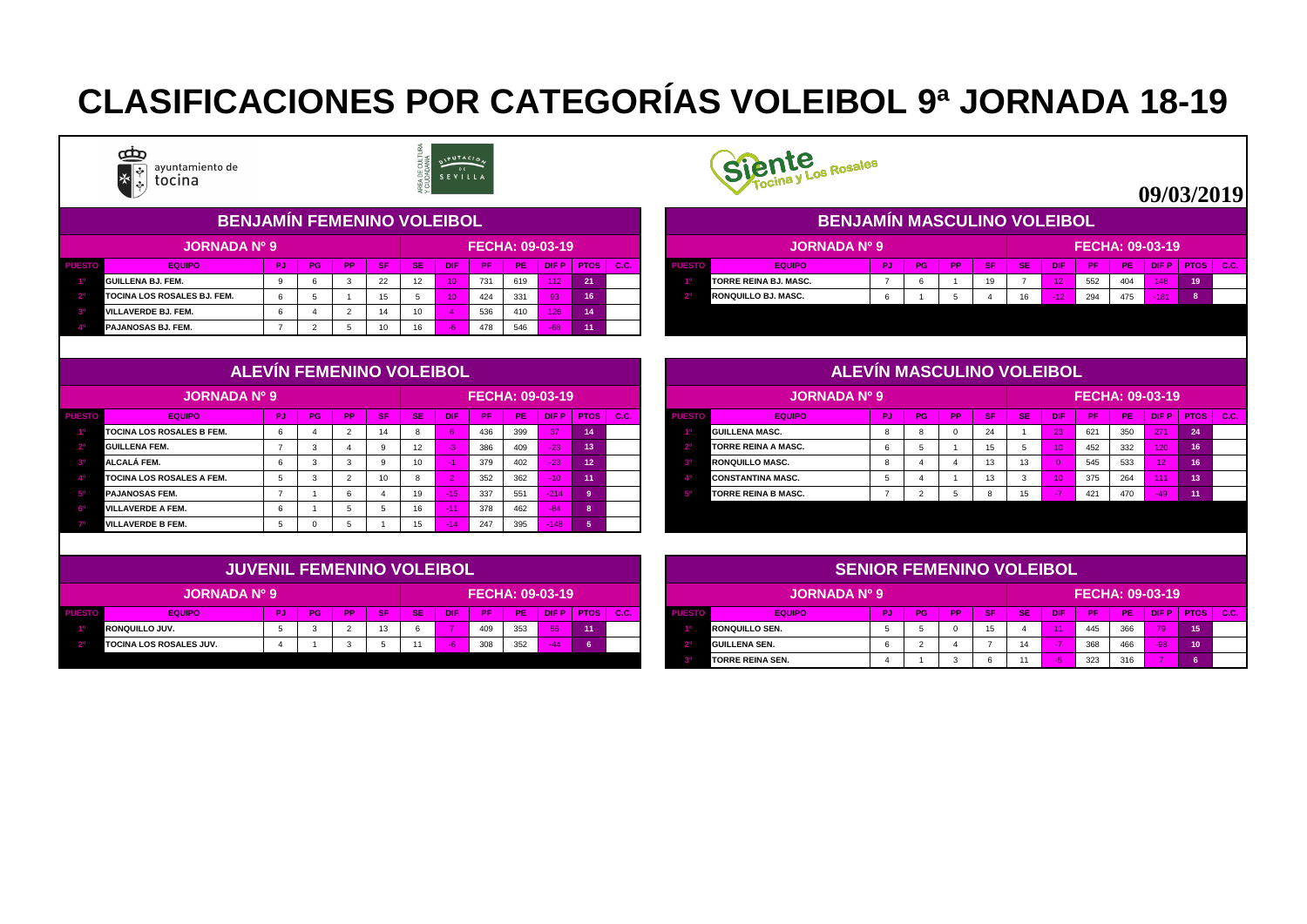# CLASIFICACIONES POR CATEGORÍAS VOLEIBOL 9ª JORNADA 18-19

ayuntamiento de tocina

Siente Tocina y Los Rosales

**09/03/2019**

## BENJAMÍN FEMENINO VOLEIBOL

**JORNADA Nº 9** — **FECHA: 09-03-19**

| PUESTO | EQUIPO | PJ | PG | PP | SF | SE | DIF | PF | PE | DIF P | PTOS | C.C. |
|---|---|---|---|---|---|---|---|---|---|---|---|---|
| 1º | GUILLENA BJ. FEM. | 9 | 6 | 3 | 22 | 12 | 10 | 731 | 619 | 112 | 21 | |
| 2º | TOCINA LOS ROSALES BJ. FEM. | 6 | 5 | 1 | 15 | 5 | 10 | 424 | 331 | 93 | 16 | |
| 3º | VILLAVERDE BJ. FEM. | 6 | 4 | 2 | 14 | 10 | 4 | 536 | 410 | 126 | 14 | |
| 4º | PAJANOSAS BJ. FEM. | 7 | 2 | 5 | 10 | 16 | -6 | 478 | 546 | -68 | 11 | |

## BENJAMÍN MASCULINO VOLEIBOL

**JORNADA Nº 9** — **FECHA: 09-03-19**

| PUESTO | EQUIPO | PJ | PG | PP | SF | SE | DIF | PF | PE | DIF P | PTOS | C.C. |
|---|---|---|---|---|---|---|---|---|---|---|---|---|
| 1º | TORRE REINA BJ. MASC. | 7 | 6 | 1 | 19 | 7 | 12 | 552 | 404 | 148 | 19 | |
| 2º | RONQUILLO BJ. MASC. | 6 | 1 | 5 | 4 | 16 | -12 | 294 | 475 | -181 | 8 | |

## ALEVÍN FEMENINO VOLEIBOL

**JORNADA Nº 9** — **FECHA: 09-03-19**

| PUESTO | EQUIPO | PJ | PG | PP | SF | SE | DIF | PF | PE | DIF P | PTOS | C.C. |
|---|---|---|---|---|---|---|---|---|---|---|---|---|
| 1º | TOCINA LOS ROSALES B FEM. | 6 | 4 | 2 | 14 | 8 | 6 | 436 | 399 | 37 | 14 | |
| 2º | GUILLENA FEM. | 7 | 3 | 4 | 9 | 12 | -3 | 386 | 409 | -23 | 13 | |
| 3º | ALCALÁ FEM. | 6 | 3 | 3 | 9 | 10 | -1 | 379 | 402 | -23 | 12 | |
| 4º | TOCINA LOS ROSALES A FEM. | 5 | 3 | 2 | 10 | 8 | 2 | 352 | 362 | -10 | 11 | |
| 5º | PAJANOSAS FEM. | 7 | 1 | 6 | 4 | 19 | -15 | 337 | 551 | -214 | 9 | |
| 6º | VILLAVERDE A FEM. | 6 | 1 | 5 | 5 | 16 | -11 | 378 | 462 | -84 | 8 | |
| 7º | VILLAVERDE B FEM. | 5 | 0 | 5 | 1 | 15 | -14 | 247 | 395 | -148 | 5 | |

## ALEVÍN MASCULINO VOLEIBOL

**JORNADA Nº 9** — **FECHA: 09-03-19**

| PUESTO | EQUIPO | PJ | PG | PP | SF | SE | DIF | PF | PE | DIF P | PTOS | C.C. |
|---|---|---|---|---|---|---|---|---|---|---|---|---|
| 1º | GUILLENA MASC. | 8 | 8 | 0 | 24 | 1 | 23 | 621 | 350 | 271 | 24 | |
| 2º | TORRE REINA A MASC. | 6 | 5 | 1 | 15 | 5 | 10 | 452 | 332 | 120 | 16 | |
| 3º | RONQUILLO MASC. | 8 | 4 | 4 | 13 | 13 | 0 | 545 | 533 | 12 | 16 | |
| 4º | CONSTANTINA MASC. | 5 | 4 | 1 | 13 | 3 | 10 | 375 | 264 | 111 | 13 | |
| 5º | TORRE REINA B MASC. | 7 | 2 | 5 | 8 | 15 | -7 | 421 | 470 | -49 | 11 | |

## JUVENIL FEMENINO VOLEIBOL

**JORNADA Nº 9** — **FECHA: 09-03-19**

| PUESTO | EQUIPO | PJ | PG | PP | SF | SE | DIF | PF | PE | DIF P | PTOS | C.C. |
|---|---|---|---|---|---|---|---|---|---|---|---|---|
| 1º | RONQUILLO JUV. | 5 | 3 | 2 | 13 | 6 | 7 | 409 | 353 | 56 | 11 | |
| 2º | TOCINA LOS ROSALES JUV. | 4 | 1 | 3 | 5 | 11 | -6 | 308 | 352 | -44 | 6 | |

## SENIOR FEMENINO VOLEIBOL

**JORNADA Nº 9** — **FECHA: 09-03-19**

| PUESTO | EQUIPO | PJ | PG | PP | SF | SE | DIF | PF | PE | DIF P | PTOS | C.C. |
|---|---|---|---|---|---|---|---|---|---|---|---|---|
| 1º | RONQUILLO SEN. | 5 | 5 | 0 | 15 | 4 | 11 | 445 | 366 | 79 | 15 | |
| 2º | GUILLENA SEN. | 6 | 2 | 4 | 7 | 14 | -7 | 368 | 466 | -93 | 10 | |
| 3º | TORRE REINA SEN. | 4 | 1 | 3 | 6 | 11 | -5 | 323 | 316 | 7 | 6 | |